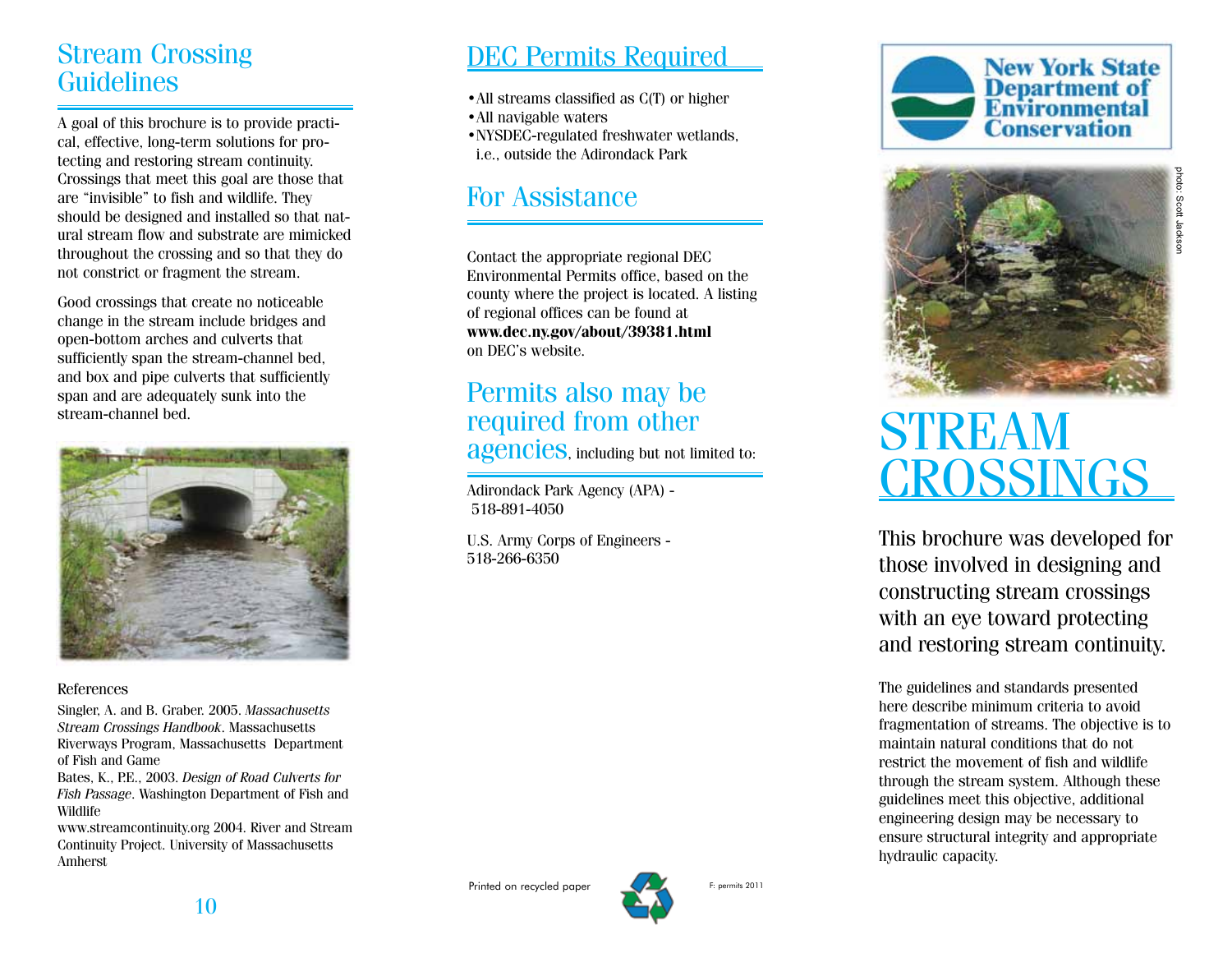## Stream Crossing Guidelines

A goal of this brochure is to provide practical, effective, long-term solutions for protecting and restoring stream continuity. Crossings that meet this goal are those that are "invisible" to fish and wildlife. They should be designed and installed so that natural stream flow and substrate are mimicked throughout the crossing and so that they do not constrict or fragment the stream.

Good crossings that create no noticeable change in the stream include bridges and open-bottom arches and culverts that sufficiently span the stream-channel bed, and box and pipe culverts that sufficiently span and are adequately sunk into the stream-channel bed.

References

Singler, A. and B. Graber. 2005. *Massachusetts Stream Crossings Handbook*. Massachusetts Riverways Program, Massachusetts Department of Fish and Game

Bates, K., P.E., 2003. *Design of Road Culverts for Fish Passage*. Washington Department of Fish and Wildlife

www.streamcontinuity.org 2004. River and Stream Continuity Project. University of Massachusetts Amherst

## DEC Permits Required

- All streams classified as C(T) or higher
- All navigable waters
- NYSDEC-regulated freshwater wetlands, i.e., outside the Adirondack Park

## For Assistance

Contact the appropriate regional DEC Environmental Permits office, based on the county where the project is located. A listing of regional offices can be found at **www.dec.ny.gov/about/39381.html** on DEC's website.

## Permits also may be required from other agencies, including but not limited to:

Adirondack Park Agency (APA) - 518-891-4050

U.S. Army Corps of Engineers - 518-266-6350

Printed on recycled paper

F: permits 2011

New York State Department of Environmental Conservation

photo: Scott Jackson

# STREAM CROSSINGS

This brochure was developed for those involved in designing and constructing stream crossings with an eye toward protecting and restoring stream continuity.

The guidelines and standards presented here describe minimum criteria to avoid fragmentation of streams. The objective is to maintain natural conditions that do not restrict the movement of fish and wildlife through the stream system. Although these guidelines meet this objective, additional engineering design may be necessary to ensure structural integrity and appropriate hydraulic capacity.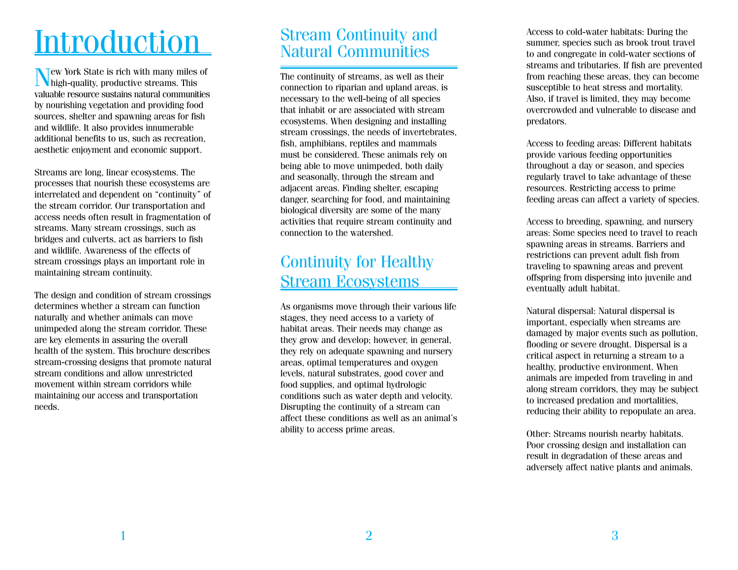# Introduction

New York State is rich with many miles of high-quality, productive streams. This valuable resource sustains natural communities by nourishing vegetation and providing food sources, shelter and spawning areas for fish and wildlife. It also provides innumerable additional benefits to us, such as recreation, aesthetic enjoyment and economic support.

Streams are long, linear ecosystems. The processes that nourish these ecosystems are interrelated and dependent on “continuity” of the stream corridor. Our transportation and access needs often result in fragmentation of streams. Many stream crossings, such as bridges and culverts, act as barriers to fish and wildlife. Awareness of the effects of stream crossings plays an important role in maintaining stream continuity.

The design and condition of stream crossings determines whether a stream can function naturally and whether animals can move unimpeded along the stream corridor. These are key elements in assuring the overall health of the system. This brochure describes stream-crossing designs that promote natural stream conditions and allow unrestricted movement within stream corridors while maintaining our access and transportation needs.

## Stream Continuity and Natural Communities

The continuity of streams, as well as their connection to riparian and upland areas, is necessary to the well-being of all species that inhabit or are associated with stream ecosystems. When designing and installing stream crossings, the needs of invertebrates, fish, amphibians, reptiles and mammals must be considered. These animals rely on being able to move unimpeded, both daily and seasonally, through the stream and adjacent areas. Finding shelter, escaping danger, searching for food, and maintaining biological diversity are some of the many activities that require stream continuity and connection to the watershed.

## Continuity for Healthy Stream Ecosystems

As organisms move through their various life stages, they need access to a variety of habitat areas. Their needs may change as they grow and develop; however, in general, they rely on adequate spawning and nursery areas, optimal temperatures and oxygen levels, natural substrates, good cover and food supplies, and optimal hydrologic conditions such as water depth and velocity. Disrupting the continuity of a stream can affect these conditions as well as an animal’s ability to access prime areas.

Access to cold-water habitats: During the summer, species such as brook trout travel to and congregate in cold-water sections of streams and tributaries. If fish are prevented from reaching these areas, they can become susceptible to heat stress and mortality. Also, if travel is limited, they may become overcrowded and vulnerable to disease and predators.

Access to feeding areas: Different habitats provide various feeding opportunities throughout a day or season, and species regularly travel to take advantage of these resources. Restricting access to prime feeding areas can affect a variety of species.

Access to breeding, spawning, and nursery areas: Some species need to travel to reach spawning areas in streams. Barriers and restrictions can prevent adult fish from traveling to spawning areas and prevent offspring from dispersing into juvenile and eventually adult habitat.

Natural dispersal: Natural dispersal is important, especially when streams are damaged by major events such as pollution, flooding or severe drought. Dispersal is a critical aspect in returning a stream to a healthy, productive environment. When animals are impeded from traveling in and along stream corridors, they may be subject to increased predation and mortalities, reducing their ability to repopulate an area.

Other: Streams nourish nearby habitats. Poor crossing design and installation can result in degradation of these areas and adversely affect native plants and animals.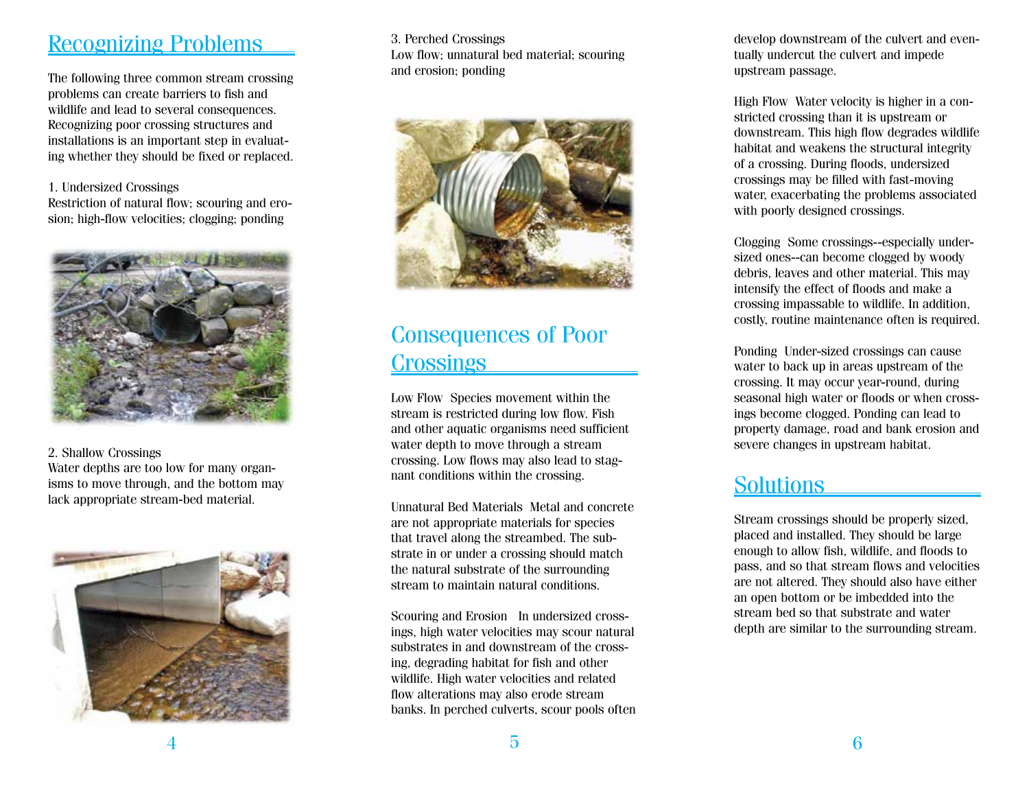## Recognizing Problems

The following three common stream crossing problems can create barriers to fish and wildlife and lead to several consequences. Recognizing poor crossing structures and installations is an important step in evaluating whether they should be fixed or replaced.

1. Undersized Crossings
Restriction of natural flow; scouring and erosion; high-flow velocities; clogging; ponding

2. Shallow Crossings
Water depths are too low for many organisms to move through, and the bottom may lack appropriate stream-bed material.

3. Perched Crossings
Low flow; unnatural bed material; scouring and erosion; ponding

## Consequences of Poor Crossings

Low Flow  Species movement within the stream is restricted during low flow. Fish and other aquatic organisms need sufficient water depth to move through a stream crossing. Low flows may also lead to stagnant conditions within the crossing.

Unnatural Bed Materials  Metal and concrete are not appropriate materials for species that travel along the streambed. The substrate in or under a crossing should match the natural substrate of the surrounding stream to maintain natural conditions.

Scouring and Erosion  In undersized crossings, high water velocities may scour natural substrates in and downstream of the crossing, degrading habitat for fish and other wildlife. High water velocities and related flow alterations may also erode stream banks. In perched culverts, scour pools often develop downstream of the culvert and eventually undercut the culvert and impede upstream passage.

High Flow  Water velocity is higher in a constricted crossing than it is upstream or downstream. This high flow degrades wildlife habitat and weakens the structural integrity of a crossing. During floods, undersized crossings may be filled with fast-moving water, exacerbating the problems associated with poorly designed crossings.

Clogging  Some crossings--especially undersized ones--can become clogged by woody debris, leaves and other material. This may intensify the effect of floods and make a crossing impassable to wildlife. In addition, costly, routine maintenance often is required.

Ponding  Under-sized crossings can cause water to back up in areas upstream of the crossing. It may occur year-round, during seasonal high water or floods or when crossings become clogged. Ponding can lead to property damage, road and bank erosion and severe changes in upstream habitat.

## Solutions

Stream crossings should be properly sized, placed and installed. They should be large enough to allow fish, wildlife, and floods to pass, and so that stream flows and velocities are not altered. They should also have either an open bottom or be imbedded into the stream bed so that substrate and water depth are similar to the surrounding stream.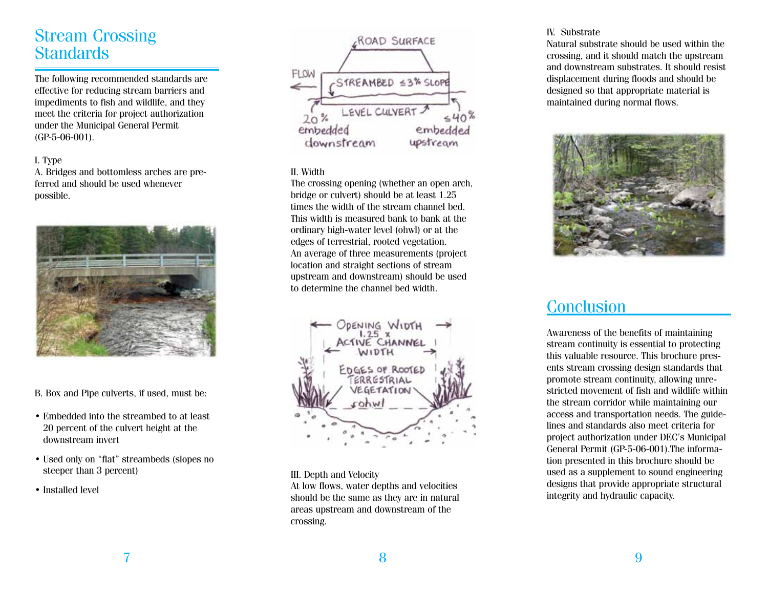# Stream Crossing Standards

The following recommended standards are effective for reducing stream barriers and impediments to fish and wildlife, and they meet the criteria for project authorization under the Municipal General Permit (GP-5-06-001).

I. Type

A. Bridges and bottomless arches are preferred and should be used whenever possible.

B. Box and Pipe culverts, if used, must be:

- Embedded into the streambed to at least 20 percent of the culvert height at the downstream invert
- Used only on "flat" streambeds (slopes no steeper than 3 percent)
- Installed level

ROAD SURFACE
FLOW
STREAMBED ≤3% SLOPE
LEVEL CULVERT
20% embedded downstream
≤40% embedded upstream

II. Width

The crossing opening (whether an open arch, bridge or culvert) should be at least 1.25 times the width of the stream channel bed. This width is measured bank to bank at the ordinary high-water level (ohwl) or at the edges of terrestrial, rooted vegetation. An average of three measurements (project location and straight sections of stream upstream and downstream) should be used to determine the channel bed width.

OPENING WIDTH
1.25 x
ACTIVE CHANNEL WIDTH
EDGES OF ROOTED TERRESTRIAL VEGETATION
ohwl

III. Depth and Velocity

At low flows, water depths and velocities should be the same as they are in natural areas upstream and downstream of the crossing.

IV. Substrate

Natural substrate should be used within the crossing, and it should match the upstream and downstream substrates. It should resist displacement during floods and should be designed so that appropriate material is maintained during normal flows.

## Conclusion

Awareness of the benefits of maintaining stream continuity is essential to protecting this valuable resource. This brochure presents stream crossing design standards that promote stream continuity, allowing unrestricted movement of fish and wildlife within the stream corridor while maintaining our access and transportation needs. The guidelines and standards also meet criteria for project authorization under DEC's Municipal General Permit (GP-5-06-001).The information presented in this brochure should be used as a supplement to sound engineering designs that provide appropriate structural integrity and hydraulic capacity.